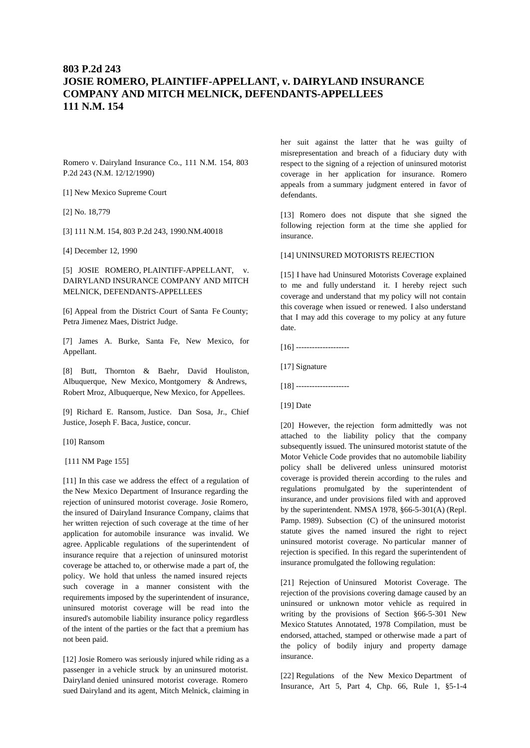# 803 P.2d 243
# JOSIE ROMERO, PLAINTIFF-APPELLANT, v. DAIRYLAND INSURANCE COMPANY AND MITCH MELNICK, DEFENDANTS-APPELLEES
# 111 N.M. 154

Romero v. Dairyland Insurance Co., 111 N.M. 154, 803 P.2d 243 (N.M. 12/12/1990)

[1] New Mexico Supreme Court

[2] No. 18,779

[3] 111 N.M. 154, 803 P.2d 243, 1990.NM.40018

[4] December 12, 1990

[5] JOSIE ROMERO, PLAINTIFF-APPELLANT, v. DAIRYLAND INSURANCE COMPANY AND MITCH MELNICK, DEFENDANTS-APPELLEES

[6] Appeal from the District Court of Santa Fe County; Petra Jimenez Maes, District Judge.

[7] James A. Burke, Santa Fe, New Mexico, for Appellant.

[8] Butt, Thornton & Baehr, David Houliston, Albuquerque, New Mexico, Montgomery & Andrews, Robert Mroz, Albuquerque, New Mexico, for Appellees.

[9] Richard E. Ransom, Justice. Dan Sosa, Jr., Chief Justice, Joseph F. Baca, Justice, concur.

[10] Ransom

[111 NM Page 155]

[11] In this case we address the effect of a regulation of the New Mexico Department of Insurance regarding the rejection of uninsured motorist coverage. Josie Romero, the insured of Dairyland Insurance Company, claims that her written rejection of such coverage at the time of her application for automobile insurance was invalid. We agree. Applicable regulations of the superintendent of insurance require that a rejection of uninsured motorist coverage be attached to, or otherwise made a part of, the policy. We hold that unless the named insured rejects such coverage in a manner consistent with the requirements imposed by the superintendent of insurance, uninsured motorist coverage will be read into the insured's automobile liability insurance policy regardless of the intent of the parties or the fact that a premium has not been paid.

[12] Josie Romero was seriously injured while riding as a passenger in a vehicle struck by an uninsured motorist. Dairyland denied uninsured motorist coverage. Romero sued Dairyland and its agent, Mitch Melnick, claiming in her suit against the latter that he was guilty of misrepresentation and breach of a fiduciary duty with respect to the signing of a rejection of uninsured motorist coverage in her application for insurance. Romero appeals from a summary judgment entered in favor of defendants.

[13] Romero does not dispute that she signed the following rejection form at the time she applied for insurance.

[14] UNINSURED MOTORISTS REJECTION

[15] I have had Uninsured Motorists Coverage explained to me and fully understand it. I hereby reject such coverage and understand that my policy will not contain this coverage when issued or renewed. I also understand that I may add this coverage to my policy at any future date.

[16] --------------------

[17] Signature

[18] --------------------

[19] Date

[20] However, the rejection form admittedly was not attached to the liability policy that the company subsequently issued. The uninsured motorist statute of the Motor Vehicle Code provides that no automobile liability policy shall be delivered unless uninsured motorist coverage is provided therein according to the rules and regulations promulgated by the superintendent of insurance, and under provisions filed with and approved by the superintendent. NMSA 1978, §66-5-301(A) (Repl. Pamp. 1989). Subsection (C) of the uninsured motorist statute gives the named insured the right to reject uninsured motorist coverage. No particular manner of rejection is specified. In this regard the superintendent of insurance promulgated the following regulation:

[21] Rejection of Uninsured Motorist Coverage. The rejection of the provisions covering damage caused by an uninsured or unknown motor vehicle as required in writing by the provisions of Section §66-5-301 New Mexico Statutes Annotated, 1978 Compilation, must be endorsed, attached, stamped or otherwise made a part of the policy of bodily injury and property damage insurance.

[22] Regulations of the New Mexico Department of Insurance, Art 5, Part 4, Chp. 66, Rule 1, §5-1-4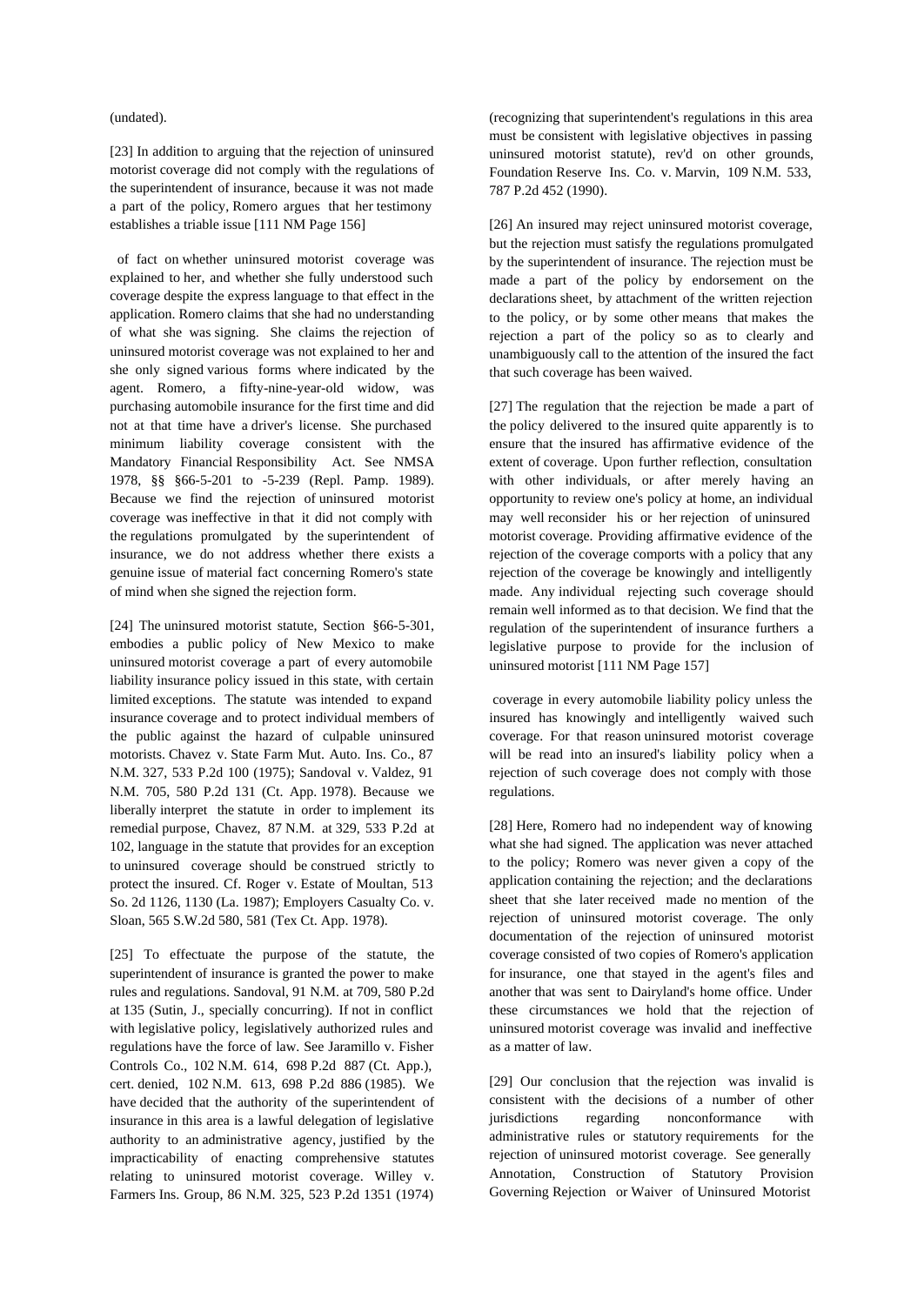(undated).

[23] In addition to arguing that the rejection of uninsured motorist coverage did not comply with the regulations of the superintendent of insurance, because it was not made a part of the policy, Romero argues that her testimony establishes a triable issue [111 NM Page 156]

of fact on whether uninsured motorist coverage was explained to her, and whether she fully understood such coverage despite the express language to that effect in the application. Romero claims that she had no understanding of what she was signing. She claims the rejection of uninsured motorist coverage was not explained to her and she only signed various forms where indicated by the agent. Romero, a fifty-nine-year-old widow, was purchasing automobile insurance for the first time and did not at that time have a driver's license. She purchased minimum liability coverage consistent with the Mandatory Financial Responsibility Act. See NMSA 1978, §§ §66-5-201 to -5-239 (Repl. Pamp. 1989). Because we find the rejection of uninsured motorist coverage was ineffective in that it did not comply with the regulations promulgated by the superintendent of insurance, we do not address whether there exists a genuine issue of material fact concerning Romero's state of mind when she signed the rejection form.

[24] The uninsured motorist statute, Section §66-5-301, embodies a public policy of New Mexico to make uninsured motorist coverage a part of every automobile liability insurance policy issued in this state, with certain limited exceptions. The statute was intended to expand insurance coverage and to protect individual members of the public against the hazard of culpable uninsured motorists. Chavez v. State Farm Mut. Auto. Ins. Co., 87 N.M. 327, 533 P.2d 100 (1975); Sandoval v. Valdez, 91 N.M. 705, 580 P.2d 131 (Ct. App. 1978). Because we liberally interpret the statute in order to implement its remedial purpose, Chavez, 87 N.M. at 329, 533 P.2d at 102, language in the statute that provides for an exception to uninsured coverage should be construed strictly to protect the insured. Cf. Roger v. Estate of Moultan, 513 So. 2d 1126, 1130 (La. 1987); Employers Casualty Co. v. Sloan, 565 S.W.2d 580, 581 (Tex Ct. App. 1978).

[25] To effectuate the purpose of the statute, the superintendent of insurance is granted the power to make rules and regulations. Sandoval, 91 N.M. at 709, 580 P.2d at 135 (Sutin, J., specially concurring). If not in conflict with legislative policy, legislatively authorized rules and regulations have the force of law. See Jaramillo v. Fisher Controls Co., 102 N.M. 614, 698 P.2d 887 (Ct. App.), cert. denied, 102 N.M. 613, 698 P.2d 886 (1985). We have decided that the authority of the superintendent of insurance in this area is a lawful delegation of legislative authority to an administrative agency, justified by the impracticability of enacting comprehensive statutes relating to uninsured motorist coverage. Willey v. Farmers Ins. Group, 86 N.M. 325, 523 P.2d 1351 (1974) (recognizing that superintendent's regulations in this area must be consistent with legislative objectives in passing uninsured motorist statute), rev'd on other grounds, Foundation Reserve Ins. Co. v. Marvin, 109 N.M. 533, 787 P.2d 452 (1990).

[26] An insured may reject uninsured motorist coverage, but the rejection must satisfy the regulations promulgated by the superintendent of insurance. The rejection must be made a part of the policy by endorsement on the declarations sheet, by attachment of the written rejection to the policy, or by some other means that makes the rejection a part of the policy so as to clearly and unambiguously call to the attention of the insured the fact that such coverage has been waived.

[27] The regulation that the rejection be made a part of the policy delivered to the insured quite apparently is to ensure that the insured has affirmative evidence of the extent of coverage. Upon further reflection, consultation with other individuals, or after merely having an opportunity to review one's policy at home, an individual may well reconsider his or her rejection of uninsured motorist coverage. Providing affirmative evidence of the rejection of the coverage comports with a policy that any rejection of the coverage be knowingly and intelligently made. Any individual rejecting such coverage should remain well informed as to that decision. We find that the regulation of the superintendent of insurance furthers a legislative purpose to provide for the inclusion of uninsured motorist [111 NM Page 157]

coverage in every automobile liability policy unless the insured has knowingly and intelligently waived such coverage. For that reason uninsured motorist coverage will be read into an insured's liability policy when a rejection of such coverage does not comply with those regulations.

[28] Here, Romero had no independent way of knowing what she had signed. The application was never attached to the policy; Romero was never given a copy of the application containing the rejection; and the declarations sheet that she later received made no mention of the rejection of uninsured motorist coverage. The only documentation of the rejection of uninsured motorist coverage consisted of two copies of Romero's application for insurance, one that stayed in the agent's files and another that was sent to Dairyland's home office. Under these circumstances we hold that the rejection of uninsured motorist coverage was invalid and ineffective as a matter of law.

[29] Our conclusion that the rejection was invalid is consistent with the decisions of a number of other jurisdictions regarding nonconformance with administrative rules or statutory requirements for the rejection of uninsured motorist coverage. See generally Annotation, Construction of Statutory Provision Governing Rejection or Waiver of Uninsured Motorist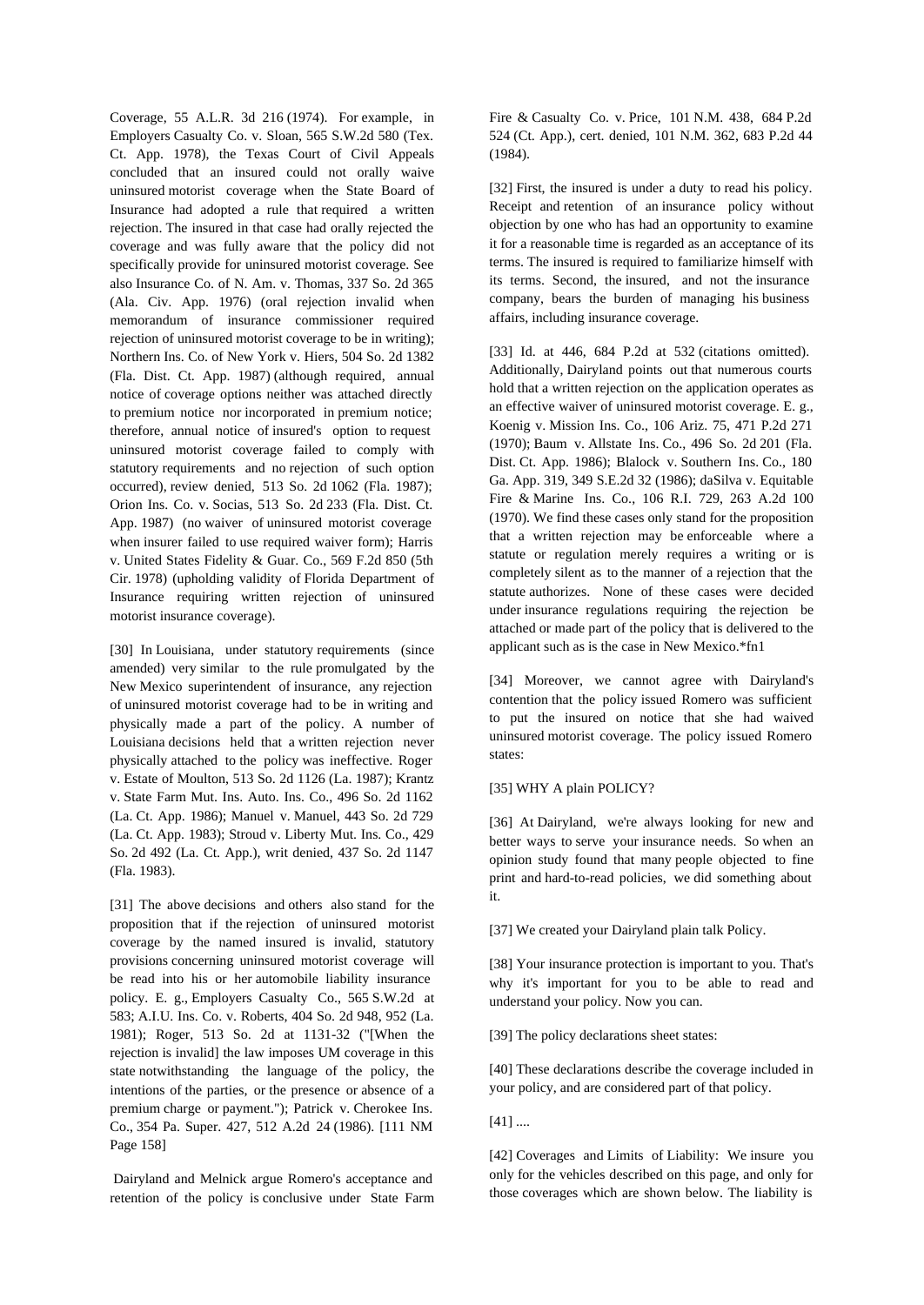Coverage, 55 A.L.R. 3d 216 (1974). For example, in Employers Casualty Co. v. Sloan, 565 S.W.2d 580 (Tex. Ct. App. 1978), the Texas Court of Civil Appeals concluded that an insured could not orally waive uninsured motorist coverage when the State Board of Insurance had adopted a rule that required a written rejection. The insured in that case had orally rejected the coverage and was fully aware that the policy did not specifically provide for uninsured motorist coverage. See also Insurance Co. of N. Am. v. Thomas, 337 So. 2d 365 (Ala. Civ. App. 1976) (oral rejection invalid when memorandum of insurance commissioner required rejection of uninsured motorist coverage to be in writing); Northern Ins. Co. of New York v. Hiers, 504 So. 2d 1382 (Fla. Dist. Ct. App. 1987) (although required, annual notice of coverage options neither was attached directly to premium notice nor incorporated in premium notice; therefore, annual notice of insured's option to request uninsured motorist coverage failed to comply with statutory requirements and no rejection of such option occurred), review denied, 513 So. 2d 1062 (Fla. 1987); Orion Ins. Co. v. Socias, 513 So. 2d 233 (Fla. Dist. Ct. App. 1987) (no waiver of uninsured motorist coverage when insurer failed to use required waiver form); Harris v. United States Fidelity & Guar. Co., 569 F.2d 850 (5th Cir. 1978) (upholding validity of Florida Department of Insurance requiring written rejection of uninsured motorist insurance coverage).

[30] In Louisiana, under statutory requirements (since amended) very similar to the rule promulgated by the New Mexico superintendent of insurance, any rejection of uninsured motorist coverage had to be in writing and physically made a part of the policy. A number of Louisiana decisions held that a written rejection never physically attached to the policy was ineffective. Roger v. Estate of Moulton, 513 So. 2d 1126 (La. 1987); Krantz v. State Farm Mut. Ins. Auto. Ins. Co., 496 So. 2d 1162 (La. Ct. App. 1986); Manuel v. Manuel, 443 So. 2d 729 (La. Ct. App. 1983); Stroud v. Liberty Mut. Ins. Co., 429 So. 2d 492 (La. Ct. App.), writ denied, 437 So. 2d 1147 (Fla. 1983).

[31] The above decisions and others also stand for the proposition that if the rejection of uninsured motorist coverage by the named insured is invalid, statutory provisions concerning uninsured motorist coverage will be read into his or her automobile liability insurance policy. E. g., Employers Casualty Co., 565 S.W.2d at 583; A.I.U. Ins. Co. v. Roberts, 404 So. 2d 948, 952 (La. 1981); Roger, 513 So. 2d at 1131-32 ("[When the rejection is invalid] the law imposes UM coverage in this state notwithstanding the language of the policy, the intentions of the parties, or the presence or absence of a premium charge or payment."); Patrick v. Cherokee Ins. Co., 354 Pa. Super. 427, 512 A.2d 24 (1986). [111 NM Page 158]

Dairyland and Melnick argue Romero's acceptance and retention of the policy is conclusive under State Farm Fire & Casualty Co. v. Price, 101 N.M. 438, 684 P.2d 524 (Ct. App.), cert. denied, 101 N.M. 362, 683 P.2d 44 (1984).

[32] First, the insured is under a duty to read his policy. Receipt and retention of an insurance policy without objection by one who has had an opportunity to examine it for a reasonable time is regarded as an acceptance of its terms. The insured is required to familiarize himself with its terms. Second, the insured, and not the insurance company, bears the burden of managing his business affairs, including insurance coverage.

[33] Id. at 446, 684 P.2d at 532 (citations omitted). Additionally, Dairyland points out that numerous courts hold that a written rejection on the application operates as an effective waiver of uninsured motorist coverage. E. g., Koenig v. Mission Ins. Co., 106 Ariz. 75, 471 P.2d 271 (1970); Baum v. Allstate Ins. Co., 496 So. 2d 201 (Fla. Dist. Ct. App. 1986); Blalock v. Southern Ins. Co., 180 Ga. App. 319, 349 S.E.2d 32 (1986); daSilva v. Equitable Fire & Marine Ins. Co., 106 R.I. 729, 263 A.2d 100 (1970). We find these cases only stand for the proposition that a written rejection may be enforceable where a statute or regulation merely requires a writing or is completely silent as to the manner of a rejection that the statute authorizes. None of these cases were decided under insurance regulations requiring the rejection be attached or made part of the policy that is delivered to the applicant such as is the case in New Mexico.*fn1

[34] Moreover, we cannot agree with Dairyland's contention that the policy issued Romero was sufficient to put the insured on notice that she had waived uninsured motorist coverage. The policy issued Romero states:

[35] WHY A plain POLICY?

[36] At Dairyland, we're always looking for new and better ways to serve your insurance needs. So when an opinion study found that many people objected to fine print and hard-to-read policies, we did something about it.

[37] We created your Dairyland plain talk Policy.

[38] Your insurance protection is important to you. That's why it's important for you to be able to read and understand your policy. Now you can.

[39] The policy declarations sheet states:

[40] These declarations describe the coverage included in your policy, and are considered part of that policy.

[41] ....

[42] Coverages and Limits of Liability: We insure you only for the vehicles described on this page, and only for those coverages which are shown below. The liability is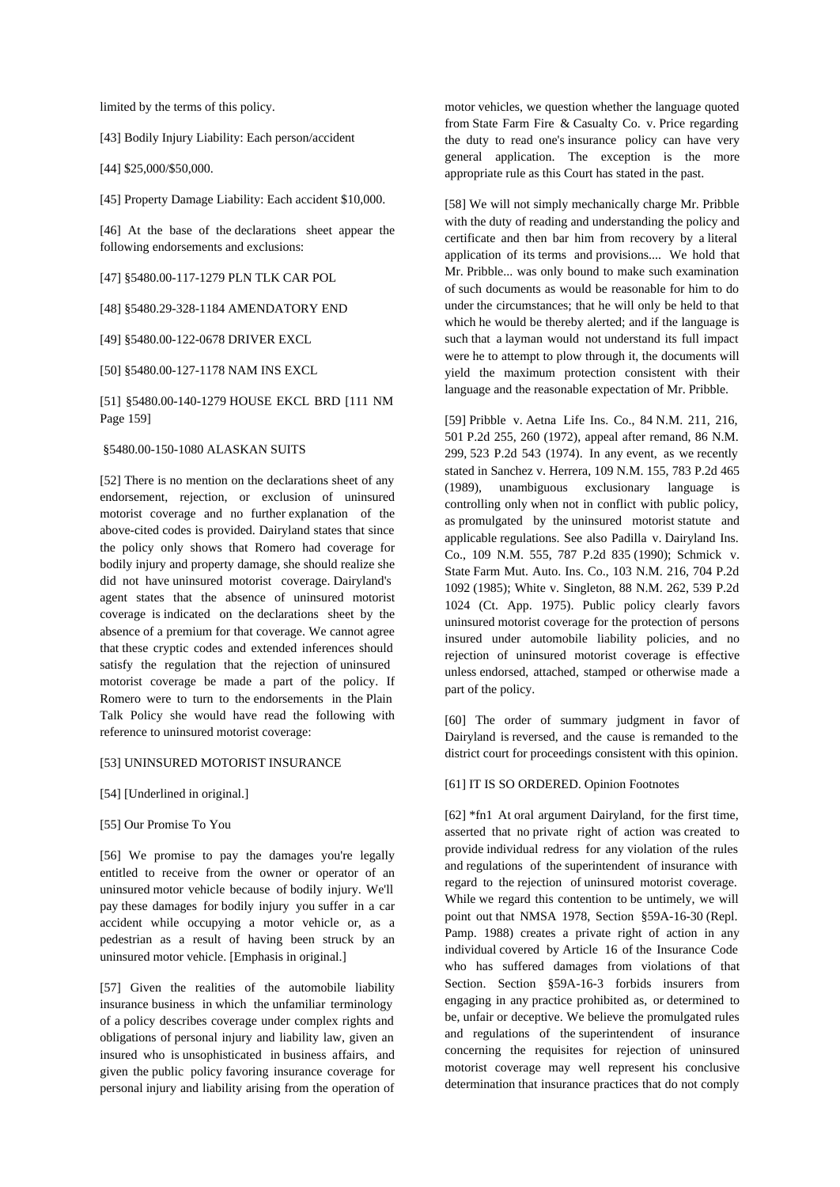limited by the terms of this policy.

[43] Bodily Injury Liability: Each person/accident

[44] $25,000/$50,000.

[45] Property Damage Liability: Each accident $10,000.

[46] At the base of the declarations sheet appear the following endorsements and exclusions:

[47] §5480.00-117-1279 PLN TLK CAR POL

[48] §5480.29-328-1184 AMENDATORY END

[49] §5480.00-122-0678 DRIVER EXCL

[50] §5480.00-127-1178 NAM INS EXCL

[51] §5480.00-140-1279 HOUSE EKCL BRD [111 NM Page 159]

§5480.00-150-1080 ALASKAN SUITS

[52] There is no mention on the declarations sheet of any endorsement, rejection, or exclusion of uninsured motorist coverage and no further explanation of the above-cited codes is provided. Dairyland states that since the policy only shows that Romero had coverage for bodily injury and property damage, she should realize she did not have uninsured motorist coverage. Dairyland's agent states that the absence of uninsured motorist coverage is indicated on the declarations sheet by the absence of a premium for that coverage. We cannot agree that these cryptic codes and extended inferences should satisfy the regulation that the rejection of uninsured motorist coverage be made a part of the policy. If Romero were to turn to the endorsements in the Plain Talk Policy she would have read the following with reference to uninsured motorist coverage:

[53] UNINSURED MOTORIST INSURANCE

[54] [Underlined in original.]

[55] Our Promise To You

[56] We promise to pay the damages you're legally entitled to receive from the owner or operator of an uninsured motor vehicle because of bodily injury. We'll pay these damages for bodily injury you suffer in a car accident while occupying a motor vehicle or, as a pedestrian as a result of having been struck by an uninsured motor vehicle. [Emphasis in original.]

[57] Given the realities of the automobile liability insurance business in which the unfamiliar terminology of a policy describes coverage under complex rights and obligations of personal injury and liability law, given an insured who is unsophisticated in business affairs, and given the public policy favoring insurance coverage for personal injury and liability arising from the operation of motor vehicles, we question whether the language quoted from State Farm Fire & Casualty Co. v. Price regarding the duty to read one's insurance policy can have very general application. The exception is the more appropriate rule as this Court has stated in the past.

[58] We will not simply mechanically charge Mr. Pribble with the duty of reading and understanding the policy and certificate and then bar him from recovery by a literal application of its terms and provisions.... We hold that Mr. Pribble... was only bound to make such examination of such documents as would be reasonable for him to do under the circumstances; that he will only be held to that which he would be thereby alerted; and if the language is such that a layman would not understand its full impact were he to attempt to plow through it, the documents will yield the maximum protection consistent with their language and the reasonable expectation of Mr. Pribble.

[59] Pribble v. Aetna Life Ins. Co., 84 N.M. 211, 216, 501 P.2d 255, 260 (1972), appeal after remand, 86 N.M. 299, 523 P.2d 543 (1974). In any event, as we recently stated in Sanchez v. Herrera, 109 N.M. 155, 783 P.2d 465 (1989), unambiguous exclusionary language is controlling only when not in conflict with public policy, as promulgated by the uninsured motorist statute and applicable regulations. See also Padilla v. Dairyland Ins. Co., 109 N.M. 555, 787 P.2d 835 (1990); Schmick v. State Farm Mut. Auto. Ins. Co., 103 N.M. 216, 704 P.2d 1092 (1985); White v. Singleton, 88 N.M. 262, 539 P.2d 1024 (Ct. App. 1975). Public policy clearly favors uninsured motorist coverage for the protection of persons insured under automobile liability policies, and no rejection of uninsured motorist coverage is effective unless endorsed, attached, stamped or otherwise made a part of the policy.

[60] The order of summary judgment in favor of Dairyland is reversed, and the cause is remanded to the district court for proceedings consistent with this opinion.

[61] IT IS SO ORDERED. Opinion Footnotes

[62] *fn1 At oral argument Dairyland, for the first time, asserted that no private right of action was created to provide individual redress for any violation of the rules and regulations of the superintendent of insurance with regard to the rejection of uninsured motorist coverage. While we regard this contention to be untimely, we will point out that NMSA 1978, Section §59A-16-30 (Repl. Pamp. 1988) creates a private right of action in any individual covered by Article 16 of the Insurance Code who has suffered damages from violations of that Section. Section §59A-16-3 forbids insurers from engaging in any practice prohibited as, or determined to be, unfair or deceptive. We believe the promulgated rules and regulations of the superintendent of insurance concerning the requisites for rejection of uninsured motorist coverage may well represent his conclusive determination that insurance practices that do not comply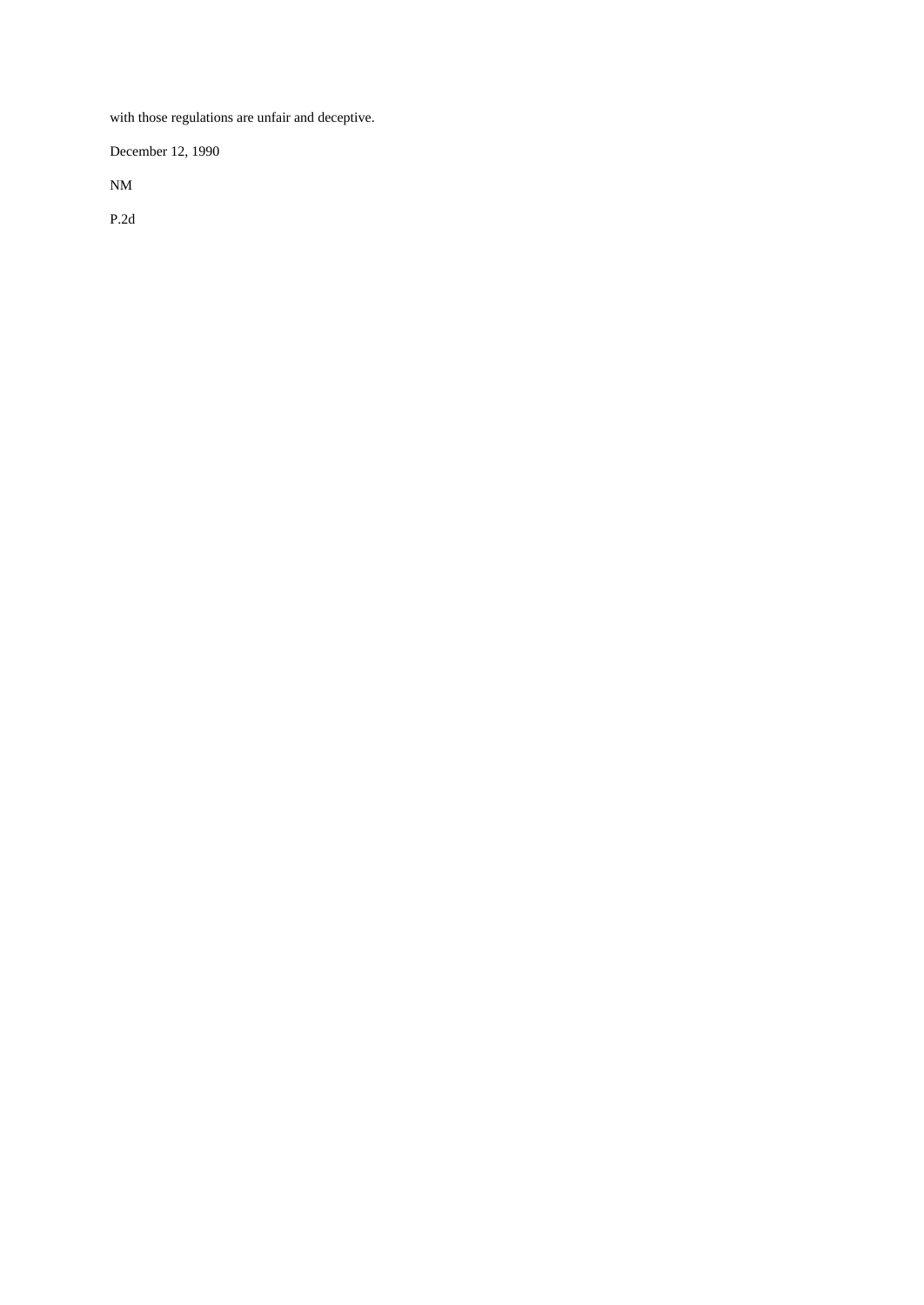with those regulations are unfair and deceptive.

December 12, 1990

NM

P.2d